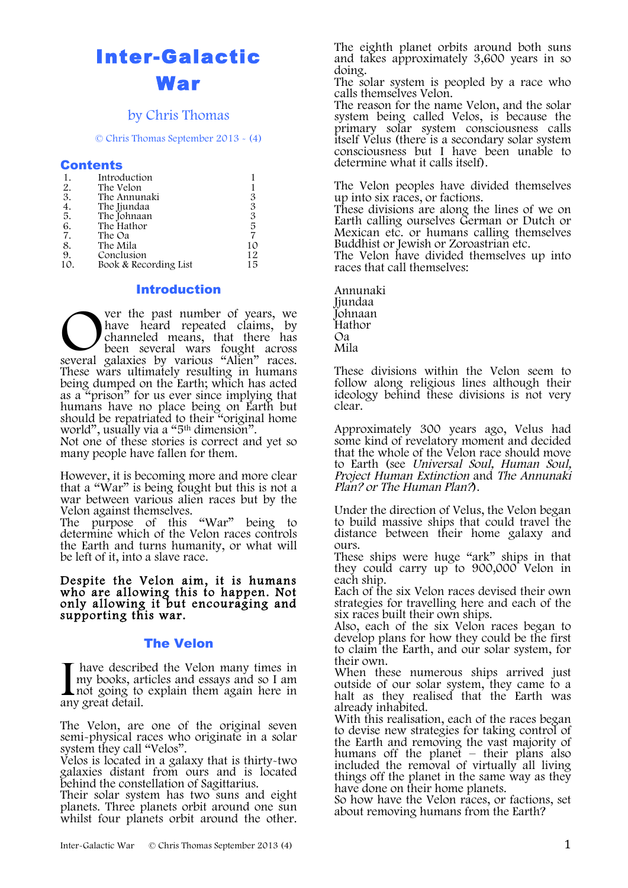# Inter-Galactic War

by Chris Thomas

© Chris Thomas September 2013 - (4)

## Contents

| | | |
|---|---|---|
| 1. | Introduction | 1 |
| 2. | The Velon | 1 |
| 3. | The Annunaki | 3 |
| 4. | The Jjundaa | 3 |
| 5. | The Johnaan | 3 |
| 6. | The Hathor | 5 |
| 7. | The Oa | 7 |
| 8. | The Mila | 10 |
| 9. | Conclusion | 12 |
| 10. | Book & Recording List | 15 |

## Introduction

Over the past number of years, we have heard repeated claims, by channeled means, that there has been several wars fought across several galaxies by various "Alien" races. These wars ultimately resulting in humans being dumped on the Earth; which has acted as a "prison" for us ever since implying that humans have no place being on Earth but should be repatriated to their "original home world", usually via a "5th dimension".
Not one of these stories is correct and yet so many people have fallen for them.

However, it is becoming more and more clear that a "War" is being fought but this is not a war between various alien races but by the Velon against themselves.
The purpose of this "War" being to determine which of the Velon races controls the Earth and turns humanity, or what will be left of it, into a slave race.

**Despite the Velon aim, it is humans who are allowing this to happen. Not only allowing it but encouraging and supporting this war.**

## The Velon

I have described the Velon many times in my books, articles and essays and so I am not going to explain them again here in any great detail.

The Velon, are one of the original seven semi-physical races who originate in a solar system they call "Velos".
Velos is located in a galaxy that is thirty-two galaxies distant from ours and is located behind the constellation of Sagittarius.
Their solar system has two suns and eight planets. Three planets orbit around one sun whilst four planets orbit around the other.
The eighth planet orbits around both suns and takes approximately 3,600 years in so doing.
The solar system is peopled by a race who calls themselves Velon.
The reason for the name Velon, and the solar system being called Velos, is because the primary solar system consciousness calls itself Velus (there is a secondary solar system consciousness but I have been unable to determine what it calls itself).

The Velon peoples have divided themselves up into six races, or factions.
These divisions are along the lines of we on Earth calling ourselves German or Dutch or Mexican etc. or humans calling themselves Buddhist or Jewish or Zoroastrian etc.
The Velon have divided themselves up into races that call themselves:

Annunaki
Jjundaa
Johnaan
Hathor
Oa
Mila

These divisions within the Velon seem to follow along religious lines although their ideology behind these divisions is not very clear.

Approximately 300 years ago, Velus had some kind of revelatory moment and decided that the whole of the Velon race should move to Earth (see *Universal Soul, Human Soul, Project Human Extinction* and *The Annunaki Plan? or The Human Plan?*).

Under the direction of Velus, the Velon began to build massive ships that could travel the distance between their home galaxy and ours.
These ships were huge "ark" ships in that they could carry up to 900,000 Velon in each ship.
Each of the six Velon races devised their own strategies for travelling here and each of the six races built their own ships.
Also, each of the six Velon races began to develop plans for how they could be the first to claim the Earth, and our solar system, for their own.
When these numerous ships arrived just outside of our solar system, they came to a halt as they realised that the Earth was already inhabited.
With this realisation, each of the races began to devise new strategies for taking control of the Earth and removing the vast majority of humans off the planet – their plans also included the removal of virtually all living things off the planet in the same way as they have done on their home planets.
So how have the Velon races, or factions, set about removing humans from the Earth?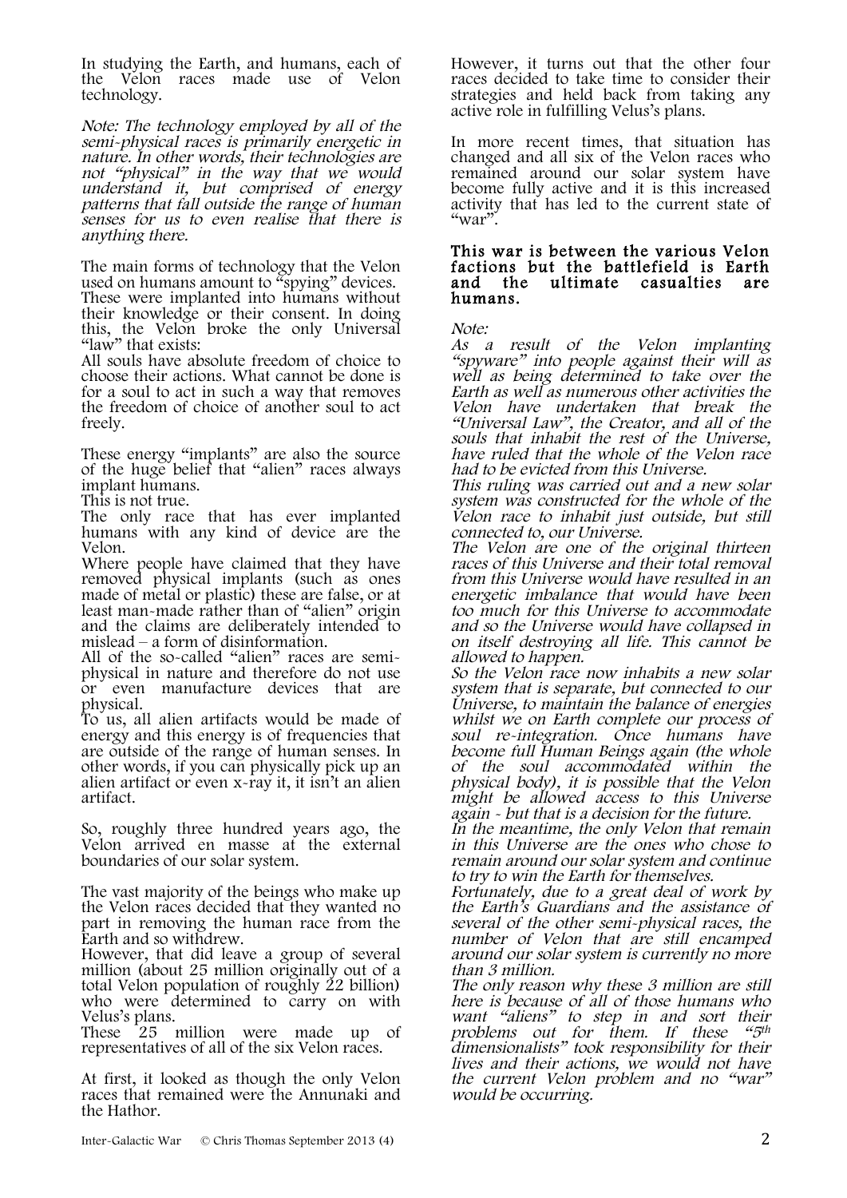In studying the Earth, and humans, each of the Velon races made use of Velon technology.

*Note: The technology employed by all of the semi-physical races is primarily energetic in nature. In other words, their technologies are not "physical" in the way that we would understand it, but comprised of energy patterns that fall outside the range of human senses for us to even realise that there is anything there.*

The main forms of technology that the Velon used on humans amount to "spying" devices. These were implanted into humans without their knowledge or their consent. In doing this, the Velon broke the only Universal "law" that exists:

All souls have absolute freedom of choice to choose their actions. What cannot be done is for a soul to act in such a way that removes the freedom of choice of another soul to act freely.

These energy "implants" are also the source of the huge belief that "alien" races always implant humans.

This is not true.

The only race that has ever implanted humans with any kind of device are the Velon.

Where people have claimed that they have removed physical implants (such as ones made of metal or plastic) these are false, or at least man-made rather than of "alien" origin and the claims are deliberately intended to mislead – a form of disinformation.

All of the so-called "alien" races are semi-physical in nature and therefore do not use or even manufacture devices that are physical.

To us, all alien artifacts would be made of energy and this energy is of frequencies that are outside of the range of human senses. In other words, if you can physically pick up an alien artifact or even x-ray it, it isn't an alien artifact.

So, roughly three hundred years ago, the Velon arrived en masse at the external boundaries of our solar system.

The vast majority of the beings who make up the Velon races decided that they wanted no part in removing the human race from the Earth and so withdrew.

However, that did leave a group of several million (about 25 million originally out of a total Velon population of roughly 22 billion) who were determined to carry on with Velus's plans.

These 25 million were made up of representatives of all of the six Velon races.

At first, it looked as though the only Velon races that remained were the Annunaki and the Hathor.

However, it turns out that the other four races decided to take time to consider their strategies and held back from taking any active role in fulfilling Velus's plans.

In more recent times, that situation has changed and all six of the Velon races who remained around our solar system have become fully active and it is this increased activity that has led to the current state of "war".

**This war is between the various Velon factions but the battlefield is Earth and the ultimate casualties are humans.**

*Note:*

*As a result of the Velon implanting "spyware" into people against their will as well as being determined to take over the Earth as well as numerous other activities the Velon have undertaken that break the "Universal Law", the Creator, and all of the souls that inhabit the rest of the Universe, have ruled that the whole of the Velon race had to be evicted from this Universe.*

*This ruling was carried out and a new solar system was constructed for the whole of the Velon race to inhabit just outside, but still connected to, our Universe.*

*The Velon are one of the original thirteen races of this Universe and their total removal from this Universe would have resulted in an energetic imbalance that would have been too much for this Universe to accommodate and so the Universe would have collapsed in on itself destroying all life. This cannot be allowed to happen.*

*So the Velon race now inhabits a new solar system that is separate, but connected to our Universe, to maintain the balance of energies whilst we on Earth complete our process of soul re-integration. Once humans have become full Human Beings again (the whole of the soul accommodated within the physical body), it is possible that the Velon might be allowed access to this Universe again - but that is a decision for the future.*

*In the meantime, the only Velon that remain in this Universe are the ones who chose to remain around our solar system and continue to try to win the Earth for themselves.*

*Fortunately, due to a great deal of work by the Earth's Guardians and the assistance of several of the other semi-physical races, the number of Velon that are still encamped around our solar system is currently no more than 3 million.*

*The only reason why these 3 million are still here is because of all of those humans who want "aliens" to step in and sort their problems out for them. If these "5th dimensionalists" took responsibility for their lives and their actions, we would not have the current Velon problem and no "war" would be occurring.*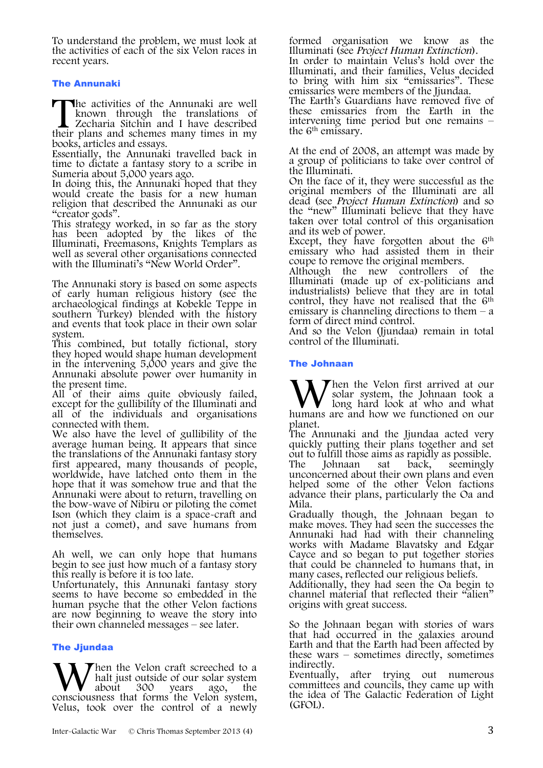To understand the problem, we must look at the activities of each of the six Velon races in recent years.

## The Annunaki

The activities of the Annunaki are well known through the translations of Zecharia Sitchin and I have described their plans and schemes many times in my books, articles and essays.

Essentially, the Annunaki travelled back in time to dictate a fantasy story to a scribe in Sumeria about 5,000 years ago.

In doing this, the Annunaki hoped that they would create the basis for a new human religion that described the Annunaki as our "creator gods".

This strategy worked, in so far as the story has been adopted by the likes of the Illuminati, Freemasons, Knights Templars as well as several other organisations connected with the Illuminati's "New World Order".

The Annunaki story is based on some aspects of early human religious history (see the archaeological findings at Kobekle Teppe in southern Turkey) blended with the history and events that took place in their own solar system.

This combined, but totally fictional, story they hoped would shape human development in the intervening 5,000 years and give the Annunaki absolute power over humanity in the present time.

All of their aims quite obviously failed, except for the gullibility of the Illuminati and all of the individuals and organisations connected with them.

We also have the level of gullibility of the average human being. It appears that since the translations of the Annunaki fantasy story first appeared, many thousands of people, worldwide, have latched onto them in the hope that it was somehow true and that the Annunaki were about to return, travelling on the bow-wave of Nibiru or piloting the comet Ison (which they claim is a space-craft and not just a comet), and save humans from themselves.

Ah well, we can only hope that humans begin to see just how much of a fantasy story this really is before it is too late.

Unfortunately, this Annunaki fantasy story seems to have become so embedded in the human psyche that the other Velon factions are now beginning to weave the story into their own channeled messages – see later.

## The Jjundaa

When the Velon craft screeched to a halt just outside of our solar system about 300 years ago, the consciousness that forms the Velon system, Velus, took over the control of a newly formed organisation we know as the Illuminati (see *Project Human Extinction*).

In order to maintain Velus's hold over the Illuminati, and their families, Velus decided to bring with him six "emissaries". These emissaries were members of the Jjundaa.

The Earth's Guardians have removed five of these emissaries from the Earth in the intervening time period but one remains – the 6th emissary.

At the end of 2008, an attempt was made by a group of politicians to take over control of the Illuminati.

On the face of it, they were successful as the original members of the Illuminati are all dead (see *Project Human Extinction*) and so the "new" Illuminati believe that they have taken over total control of this organisation and its web of power.

Except, they have forgotten about the 6th emissary who had assisted them in their coupe to remove the original members.

Although the new controllers of the Illuminati (made up of ex-politicians and industrialists) believe that they are in total control, they have not realised that the 6th emissary is channeling directions to them – a form of direct mind control.

And so the Velon (Jjundaa) remain in total control of the Illuminati.

## The Johnaan

When the Velon first arrived at our solar system, the Johnaan took a long hard look at who and what humans are and how we functioned on our planet.

The Annunaki and the Jjundaa acted very quickly putting their plans together and set out to fulfill those aims as rapidly as possible.

The Johnaan sat back, seemingly unconcerned about their own plans and even helped some of the other Velon factions advance their plans, particularly the Oa and Mila.

Gradually though, the Johnaan began to make moves. They had seen the successes the Annunaki had had with their channeling works with Madame Blavatsky and Edgar Cayce and so began to put together stories that could be channeled to humans that, in many cases, reflected our religious beliefs.

Additionally, they had seen the Oa begin to channel material that reflected their "alien" origins with great success.

So the Johnaan began with stories of wars that had occurred in the galaxies around Earth and that the Earth had been affected by these wars – sometimes directly, sometimes indirectly.

Eventually, after trying out numerous committees and councils, they came up with the idea of The Galactic Federation of Light (GFOL).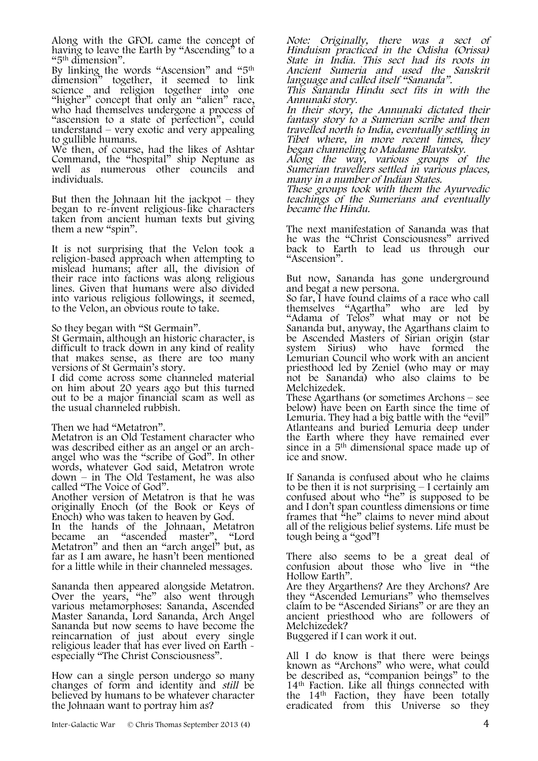Along with the GFOL came the concept of having to leave the Earth by "Ascending" to a "5th dimension".

By linking the words "Ascension" and "5th dimension" together, it seemed to link science and religion together into one "higher" concept that only an "alien" race, who had themselves undergone a process of "ascension to a state of perfection", could understand – very exotic and very appealing to gullible humans.

We then, of course, had the likes of Ashtar Command, the "hospital" ship Neptune as well as numerous other councils and individuals.

But then the Johnaan hit the jackpot – they began to re-invent religious-like characters taken from ancient human texts but giving them a new "spin".

It is not surprising that the Velon took a religion-based approach when attempting to mislead humans; after all, the division of their race into factions was along religious lines. Given that humans were also divided into various religious followings, it seemed, to the Velon, an obvious route to take.

So they began with "St Germain".

St Germain, although an historic character, is difficult to track down in any kind of reality that makes sense, as there are too many versions of St Germain's story.

I did come across some channeled material on him about 20 years ago but this turned out to be a major financial scam as well as the usual channeled rubbish.

Then we had "Metatron".

Metatron is an Old Testament character who was described either as an angel or an arch-angel who was the "scribe of God". In other words, whatever God said, Metatron wrote down – in The Old Testament, he was also called "The Voice of God".

Another version of Metatron is that he was originally Enoch (of the Book or Keys of Enoch) who was taken to heaven by God.

In the hands of the Johnaan, Metatron became an "ascended master", "Lord Metatron" and then an "arch angel" but, as far as I am aware, he hasn't been mentioned for a little while in their channeled messages.

Sananda then appeared alongside Metatron. Over the years, "he" also went through various metamorphoses: Sananda, Ascended Master Sananda, Lord Sananda, Arch Angel Sananda but now seems to have become the reincarnation of just about every single religious leader that has ever lived on Earth - especially "The Christ Consciousness".

How can a single person undergo so many changes of form and identity and *still* be believed by humans to be whatever character the Johnaan want to portray him as?

*Note: Originally, there was a sect of Hinduism practiced in the Odisha (Orissa) State in India. This sect had its roots in Ancient Sumeria and used the Sanskrit language and called itself "Sananda".*

*This Sananda Hindu sect fits in with the Annunaki story.*

*In their story, the Annunaki dictated their fantasy story to a Sumerian scribe and then travelled north to India, eventually settling in Tibet where, in more recent times, they began channeling to Madame Blavatsky.*

*Along the way, various groups of the Sumerian travellers settled in various places, many in a number of Indian States.*

*These groups took with them the Ayurvedic teachings of the Sumerians and eventually became the Hindu.*

The next manifestation of Sananda was that he was the "Christ Consciousness" arrived back to Earth to lead us through our "Ascension".

But now, Sananda has gone underground and begat a new persona.

So far, I have found claims of a race who call themselves "Agartha" who are led by "Adama of Telos" what may or not be Sananda but, anyway, the Agarthans claim to be Ascended Masters of Sirian origin (star system Sirius) who have formed the Lemurian Council who work with an ancient priesthood led by Zeniel (who may or may not be Sananda) who also claims to be Melchizedek.

These Agarthans (or sometimes Archons – see below) have been on Earth since the time of Lemuria. They had a big battle with the "evil" Atlanteans and buried Lemuria deep under the Earth where they have remained ever since in a 5th dimensional space made up of ice and snow.

If Sananda is confused about who he claims to be then it is not surprising – I certainly am confused about who "he" is supposed to be and I don't span countless dimensions or time frames that "he" claims to never mind about all of the religious belief systems. Life must be tough being a "god"!

There also seems to be a great deal of confusion about those who live in "the Hollow Earth".

Are they Argarthens? Are they Archons? Are they "Ascended Lemurians" who themselves claim to be "Ascended Sirians" or are they an ancient priesthood who are followers of Melchizedek?

Buggered if I can work it out.

All I do know is that there were beings known as "Archons" who were, what could be described as, "companion beings" to the 14th Faction. Like all things connected with the 14th Faction, they have been totally eradicated from this Universe so they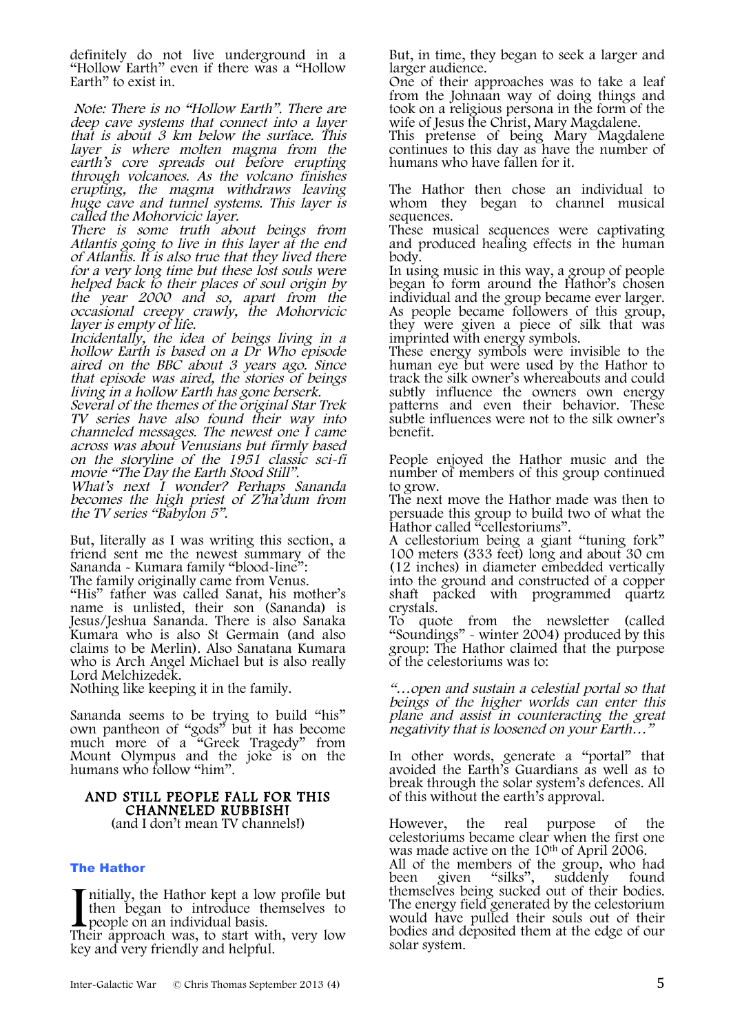definitely do not live underground in a "Hollow Earth" even if there was a "Hollow Earth" to exist in.

*Note: There is no "Hollow Earth". There are deep cave systems that connect into a layer that is about 3 km below the surface. This layer is where molten magma from the earth's core spreads out before erupting through volcanoes. As the volcano finishes erupting, the magma withdraws leaving huge cave and tunnel systems. This layer is called the Mohorvicic layer.*

*There is some truth about beings from Atlantis going to live in this layer at the end of Atlantis. It is also true that they lived there for a very long time but these lost souls were helped back to their places of soul origin by the year 2000 and so, apart from the occasional creepy crawly, the Mohorvicic layer is empty of life.*

*Incidentally, the idea of beings living in a hollow Earth is based on a Dr Who episode aired on the BBC about 3 years ago. Since that episode was aired, the stories of beings living in a hollow Earth has gone berserk.*

*Several of the themes of the original Star Trek TV series have also found their way into channeled messages. The newest one I came across was about Venusians but firmly based on the storyline of the 1951 classic sci-fi movie "The Day the Earth Stood Still".*

*What's next I wonder? Perhaps Sananda becomes the high priest of Z'ha'dum from the TV series "Babylon 5".*

But, literally as I was writing this section, a friend sent me the newest summary of the Sananda - Kumara family "blood-line":

The family originally came from Venus.

"His" father was called Sanat, his mother's name is unlisted, their son (Sananda) is Jesus/Jeshua Sananda. There is also Sanaka Kumara who is also St Germain (and also claims to be Merlin). Also Sanatana Kumara who is Arch Angel Michael but is also really Lord Melchizedek.

Nothing like keeping it in the family.

Sananda seems to be trying to build "his" own pantheon of "gods" but it has become much more of a "Greek Tragedy" from Mount Olympus and the joke is on the humans who follow "him".

**AND STILL PEOPLE FALL FOR THIS CHANNELED RUBBISH!**
(and I don't mean TV channels!)

### The Hathor

Initially, the Hathor kept a low profile but then began to introduce themselves to people on an individual basis.

Their approach was, to start with, very low key and very friendly and helpful.

But, in time, they began to seek a larger and larger audience.

One of their approaches was to take a leaf from the Johnaan way of doing things and took on a religious persona in the form of the wife of Jesus the Christ, Mary Magdalene.

This pretense of being Mary Magdalene continues to this day as have the number of humans who have fallen for it.

The Hathor then chose an individual to whom they began to channel musical sequences.

These musical sequences were captivating and produced healing effects in the human body.

In using music in this way, a group of people began to form around the Hathor's chosen individual and the group became ever larger.

As people became followers of this group, they were given a piece of silk that was imprinted with energy symbols.

These energy symbols were invisible to the human eye but were used by the Hathor to track the silk owner's whereabouts and could subtly influence the owners own energy patterns and even their behavior. These subtle influences were not to the silk owner's benefit.

People enjoyed the Hathor music and the number of members of this group continued to grow.

The next move the Hathor made was then to persuade this group to build two of what the Hathor called "cellestoriums".

A cellestorium being a giant "tuning fork" 100 meters (333 feet) long and about 30 cm (12 inches) in diameter embedded vertically into the ground and constructed of a copper shaft packed with programmed quartz crystals.

To quote from the newsletter (called "Soundings" - winter 2004) produced by this group: The Hathor claimed that the purpose of the celestoriums was to:

*"…open and sustain a celestial portal so that beings of the higher worlds can enter this plane and assist in counteracting the great negativity that is loosened on your Earth…"*

In other words, generate a "portal" that avoided the Earth's Guardians as well as to break through the solar system's defences. All of this without the earth's approval.

However, the real purpose of the celestoriums became clear when the first one was made active on the 10th of April 2006.

All of the members of the group, who had been given "silks", suddenly found themselves being sucked out of their bodies. The energy field generated by the celestorium would have pulled their souls out of their bodies and deposited them at the edge of our solar system.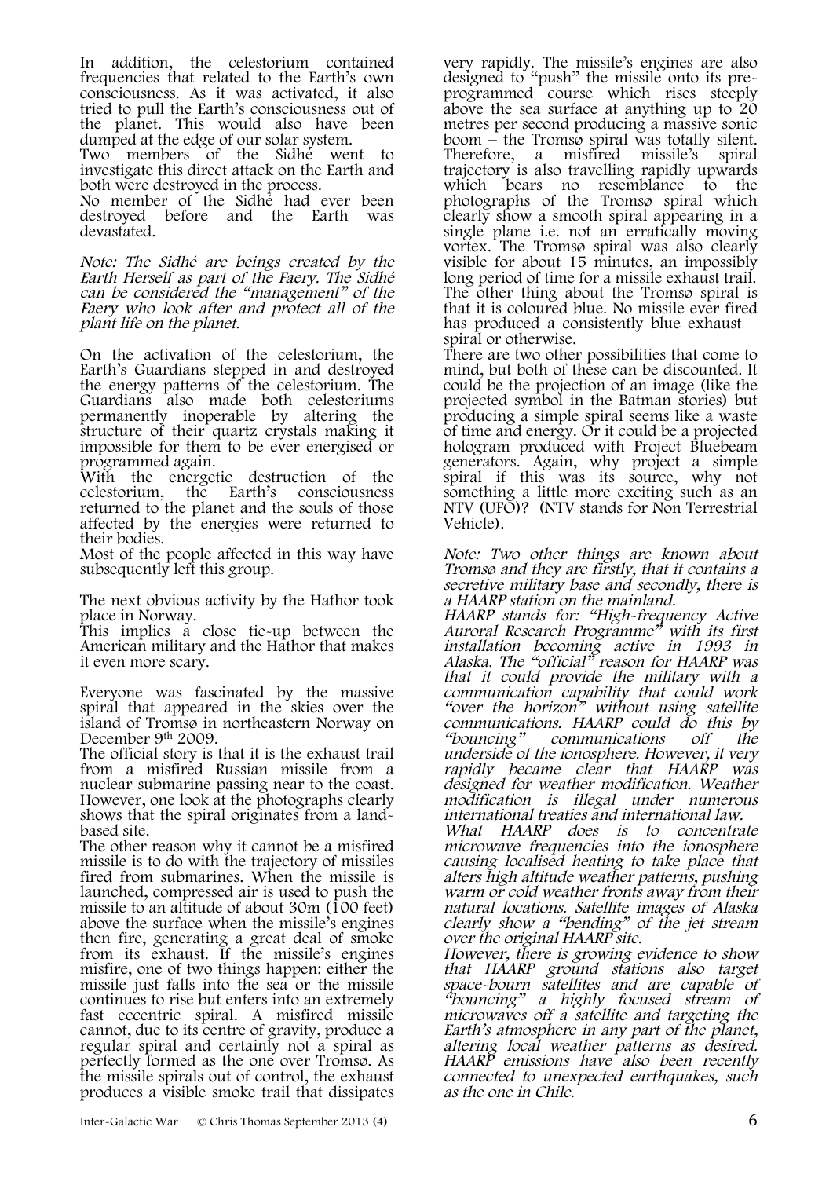In addition, the celestorium contained frequencies that related to the Earth's own consciousness. As it was activated, it also tried to pull the Earth's consciousness out of the planet. This would also have been dumped at the edge of our solar system.

Two members of the Sidhé went to investigate this direct attack on the Earth and both were destroyed in the process.

No member of the Sidhé had ever been destroyed before and the Earth was devastated.

*Note: The Sidhé are beings created by the Earth Herself as part of the Faery. The Sidhé can be considered the "management" of the Faery who look after and protect all of the plant life on the planet.*

On the activation of the celestorium, the Earth's Guardians stepped in and destroyed the energy patterns of the celestorium. The Guardians also made both celestoriums permanently inoperable by altering the structure of their quartz crystals making it impossible for them to be ever energised or programmed again.

With the energetic destruction of the celestorium, the Earth's consciousness returned to the planet and the souls of those affected by the energies were returned to their bodies.

Most of the people affected in this way have subsequently left this group.

The next obvious activity by the Hathor took place in Norway.

This implies a close tie-up between the American military and the Hathor that makes it even more scary.

Everyone was fascinated by the massive spiral that appeared in the skies over the island of Tromsø in northeastern Norway on December 9th 2009.

The official story is that it is the exhaust trail from a misfired Russian missile from a nuclear submarine passing near to the coast. However, one look at the photographs clearly shows that the spiral originates from a land-based site.

The other reason why it cannot be a misfired missile is to do with the trajectory of missiles fired from submarines. When the missile is launched, compressed air is used to push the missile to an altitude of about 30m (100 feet) above the surface when the missile's engines then fire, generating a great deal of smoke from its exhaust. If the missile's engines misfire, one of two things happen: either the missile just falls into the sea or the missile continues to rise but enters into an extremely fast eccentric spiral. A misfired missile cannot, due to its centre of gravity, produce a regular spiral and certainly not a spiral as perfectly formed as the one over Tromsø. As the missile spirals out of control, the exhaust produces a visible smoke trail that dissipates very rapidly. The missile's engines are also designed to "push" the missile onto its pre-programmed course which rises steeply above the sea surface at anything up to 20 metres per second producing a massive sonic boom – the Tromsø spiral was totally silent. Therefore, a misfired missile's spiral trajectory is also travelling rapidly upwards which bears no resemblance to the photographs of the Tromsø spiral which clearly show a smooth spiral appearing in a single plane i.e. not an erratically moving vortex. The Tromsø spiral was also clearly visible for about 15 minutes, an impossibly long period of time for a missile exhaust trail. The other thing about the Tromsø spiral is that it is coloured blue. No missile ever fired has produced a consistently blue exhaust – spiral or otherwise.

There are two other possibilities that come to mind, but both of these can be discounted. It could be the projection of an image (like the projected symbol in the Batman stories) but producing a simple spiral seems like a waste of time and energy. Or it could be a projected hologram produced with Project Bluebeam generators. Again, why project a simple spiral if this was its source, why not something a little more exciting such as an NTV (UFO)? (NTV stands for Non Terrestrial Vehicle).

*Note: Two other things are known about Tromsø and they are firstly, that it contains a secretive military base and secondly, there is a HAARP station on the mainland.*

*HAARP stands for: "High-frequency Active Auroral Research Programme" with its first installation becoming active in 1993 in Alaska. The "official" reason for HAARP was that it could provide the military with a communication capability that could work "over the horizon" without using satellite communications. HAARP could do this by "bouncing" communications off the underside of the ionosphere. However, it very rapidly became clear that HAARP was designed for weather modification. Weather modification is illegal under numerous international treaties and international law.*

*What HAARP does is to concentrate microwave frequencies into the ionosphere causing localised heating to take place that alters high altitude weather patterns, pushing warm or cold weather fronts away from their natural locations. Satellite images of Alaska clearly show a "bending" of the jet stream over the original HAARP site.*

*However, there is growing evidence to show that HAARP ground stations also target space-bourn satellites and are capable of "bouncing" a highly focused stream of microwaves off a satellite and targeting the Earth's atmosphere in any part of the planet, altering local weather patterns as desired. HAARP emissions have also been recently connected to unexpected earthquakes, such as the one in Chile.*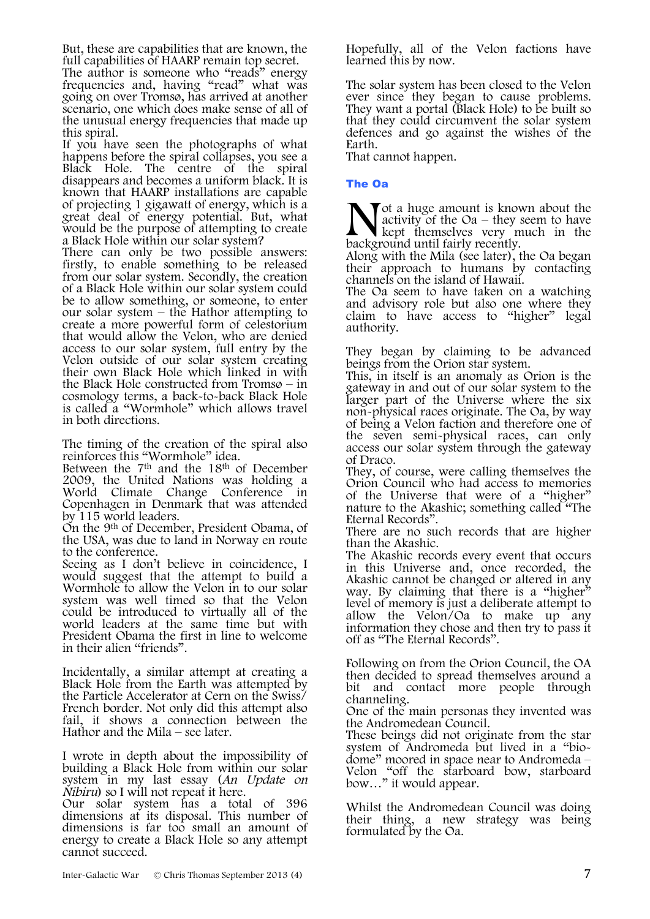But, these are capabilities that are known, the full capabilities of HAARP remain top secret. The author is someone who "reads" energy frequencies and, having "read" what was going on over Tromsø, has arrived at another scenario, one which does make sense of all of the unusual energy frequencies that made up this spiral.

If you have seen the photographs of what happens before the spiral collapses, you see a Black Hole. The centre of the spiral disappears and becomes a uniform black. It is known that HAARP installations are capable of projecting 1 gigawatt of energy, which is a great deal of energy potential. But, what would be the purpose of attempting to create a Black Hole within our solar system?

There can only be two possible answers: firstly, to enable something to be released from our solar system. Secondly, the creation of a Black Hole within our solar system could be to allow something, or someone, to enter our solar system – the Hathor attempting to create a more powerful form of celestorium that would allow the Velon, who are denied access to our solar system, full entry by the Velon outside of our solar system creating their own Black Hole which linked in with the Black Hole constructed from Tromsø – in cosmology terms, a back-to-back Black Hole is called a "Wormhole" which allows travel in both directions.

The timing of the creation of the spiral also reinforces this "Wormhole" idea.

Between the 7th and the 18th of December 2009, the United Nations was holding a World Climate Change Conference in Copenhagen in Denmark that was attended by 115 world leaders.

On the 9th of December, President Obama, of the USA, was due to land in Norway en route to the conference.

Seeing as I don't believe in coincidence, I would suggest that the attempt to build a Wormhole to allow the Velon in to our solar system was well timed so that the Velon could be introduced to virtually all of the world leaders at the same time but with President Obama the first in line to welcome in their alien "friends".

Incidentally, a similar attempt at creating a Black Hole from the Earth was attempted by the Particle Accelerator at Cern on the Swiss/French border. Not only did this attempt also fail, it shows a connection between the Hathor and the Mila – see later.

I wrote in depth about the impossibility of building a Black Hole from within our solar system in my last essay (*An Update on Nibiru*) so I will not repeat it here.

Our solar system has a total of 396 dimensions at its disposal. This number of dimensions is far too small an amount of energy to create a Black Hole so any attempt cannot succeed.

Hopefully, all of the Velon factions have learned this by now.

The solar system has been closed to the Velon ever since they began to cause problems. They want a portal (Black Hole) to be built so that they could circumvent the solar system defences and go against the wishes of the Earth.

That cannot happen.

## The Oa

Not a huge amount is known about the activity of the Oa – they seem to have kept themselves very much in the background until fairly recently.

Along with the Mila (see later), the Oa began their approach to humans by contacting channels on the island of Hawaii.

The Oa seem to have taken on a watching and advisory role but also one where they claim to have access to "higher" legal authority.

They began by claiming to be advanced beings from the Orion star system.

This, in itself is an anomaly as Orion is the gateway in and out of our solar system to the larger part of the Universe where the six non-physical races originate. The Oa, by way of being a Velon faction and therefore one of the seven semi-physical races, can only access our solar system through the gateway of Draco.

They, of course, were calling themselves the Orion Council who had access to memories of the Universe that were of a "higher" nature to the Akashic; something called "The Eternal Records".

There are no such records that are higher than the Akashic.

The Akashic records every event that occurs in this Universe and, once recorded, the Akashic cannot be changed or altered in any way. By claiming that there is a "higher" level of memory is just a deliberate attempt to allow the Velon/Oa to make up any information they chose and then try to pass it off as "The Eternal Records".

Following on from the Orion Council, the OA then decided to spread themselves around a bit and contact more people through channeling.

One of the main personas they invented was the Andromedean Council.

These beings did not originate from the star system of Andromeda but lived in a "bio-dome" moored in space near to Andromeda – Velon "off the starboard bow, starboard bow…" it would appear.

Whilst the Andromedean Council was doing their thing, a new strategy was being formulated by the Oa.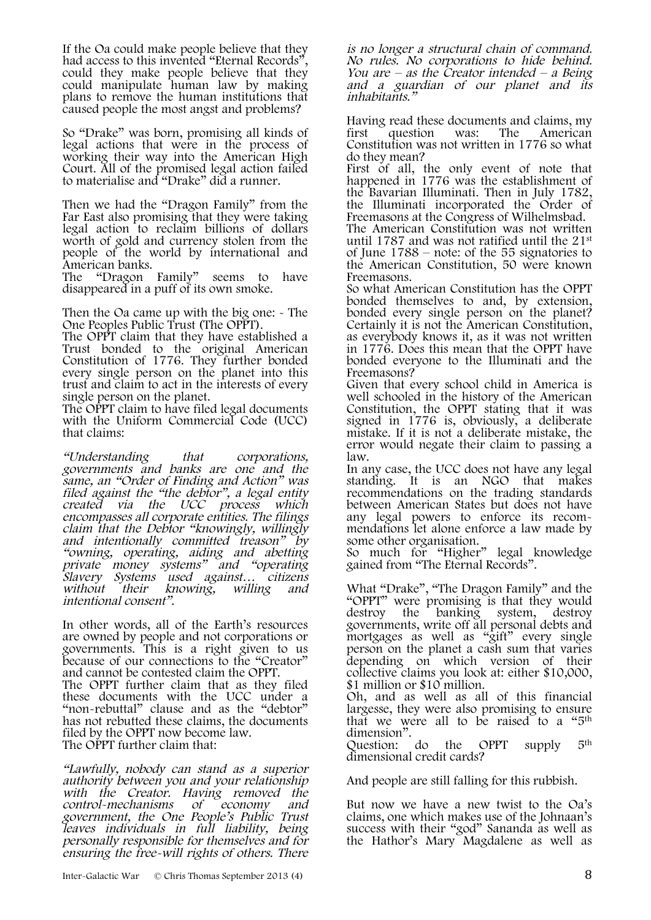If the Oa could make people believe that they had access to this invented "Eternal Records", could they make people believe that they could manipulate human law by making plans to remove the human institutions that caused people the most angst and problems?

So "Drake" was born, promising all kinds of legal actions that were in the process of working their way into the American High Court. All of the promised legal action failed to materialise and "Drake" did a runner.

Then we had the "Dragon Family" from the Far East also promising that they were taking legal action to reclaim billions of dollars worth of gold and currency stolen from the people of the world by international and American banks.
The "Dragon Family" seems to have disappeared in a puff of its own smoke.

Then the Oa came up with the big one: - The One Peoples Public Trust (The OPPT).
The OPPT claim that they have established a Trust bonded to the original American Constitution of 1776. They further bonded every single person on the planet into this trust and claim to act in the interests of every single person on the planet.
The OPPT claim to have filed legal documents with the Uniform Commercial Code (UCC) that claims:

*"Understanding that corporations, governments and banks are one and the same, an "Order of Finding and Action" was filed against the "the debtor", a legal entity created via the UCC process which encompasses all corporate entities. The filings claim that the Debtor "knowingly, willingly and intentionally committed treason" by "owning, operating, aiding and abetting private money systems" and "operating Slavery Systems used against… citizens without their knowing, willing and intentional consent".*

In other words, all of the Earth's resources are owned by people and not corporations or governments. This is a right given to us because of our connections to the "Creator" and cannot be contested claim the OPPT.
The OPPT further claim that as they filed these documents with the UCC under a "non-rebuttal" clause and as the "debtor" has not rebutted these claims, the documents filed by the OPPT now become law.
The OPPT further claim that:

*"Lawfully, nobody can stand as a superior authority between you and your relationship with the Creator. Having removed the control-mechanisms of economy and government, the One People's Public Trust leaves individuals in full liability, being personally responsible for themselves and for ensuring the free-will rights of others. There is no longer a structural chain of command. No rules. No corporations to hide behind. You are – as the Creator intended – a Being and a guardian of our planet and its inhabitants."*

Having read these documents and claims, my first question was: The American Constitution was not written in 1776 so what do they mean?
First of all, the only event of note that happened in 1776 was the establishment of the Bavarian Illuminati. Then in July 1782, the Illuminati incorporated the Order of Freemasons at the Congress of Wilhelmsbad.
The American Constitution was not written until 1787 and was not ratified until the 21st of June 1788 – note: of the 55 signatories to the American Constitution, 50 were known Freemasons.
So what American Constitution has the OPPT bonded themselves to and, by extension, bonded every single person on the planet? Certainly it is not the American Constitution, as everybody knows it, as it was not written in 1776. Does this mean that the OPPT have bonded everyone to the Illuminati and the Freemasons?
Given that every school child in America is well schooled in the history of the American Constitution, the OPPT stating that it was signed in 1776 is, obviously, a deliberate mistake. If it is not a deliberate mistake, the error would negate their claim to passing a law.
In any case, the UCC does not have any legal standing. It is an NGO that makes recommendations on the trading standards between American States but does not have any legal powers to enforce its recommendations let alone enforce a law made by some other organisation.
So much for "Higher" legal knowledge gained from "The Eternal Records".

What "Drake", "The Dragon Family" and the "OPPT" were promising is that they would destroy the banking system, destroy governments, write off all personal debts and mortgages as well as "gift" every single person on the planet a cash sum that varies depending on which version of their collective claims you look at: either $10,000, $1 million or $10 million.
Oh, and as well as all of this financial largesse, they were also promising to ensure that we were all to be raised to a "5th dimension".
Question: do the OPPT supply 5th dimensional credit cards?

And people are still falling for this rubbish.

But now we have a new twist to the Oa's claims, one which makes use of the Johnaan's success with their "god" Sananda as well as the Hathor's Mary Magdalene as well as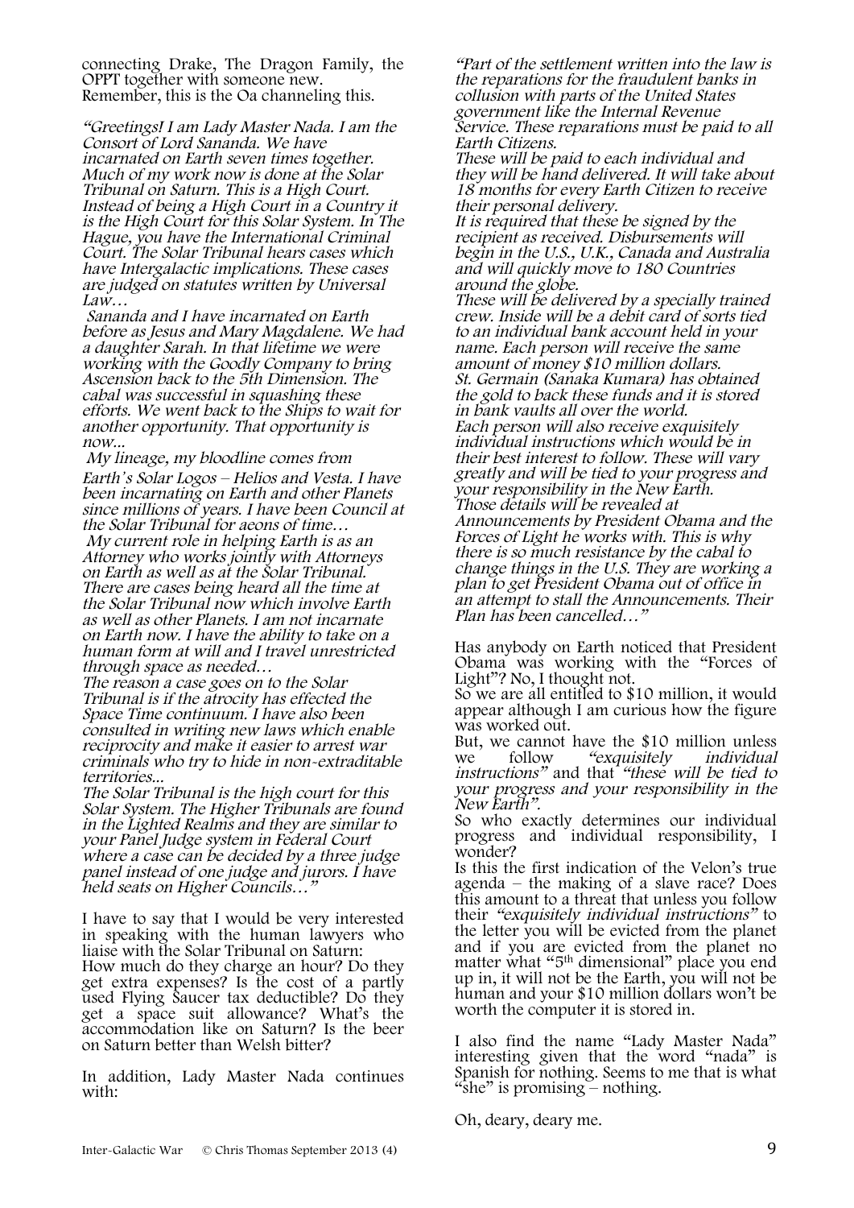connecting Drake, The Dragon Family, the OPPT together with someone new. Remember, this is the Oa channeling this.

*"Greetings! I am Lady Master Nada. I am the Consort of Lord Sananda. We have incarnated on Earth seven times together. Much of my work now is done at the Solar Tribunal on Saturn. This is a High Court. Instead of being a High Court in a Country it is the High Court for this Solar System. In The Hague, you have the International Criminal Court. The Solar Tribunal hears cases which have Intergalactic implications. These cases are judged on statutes written by Universal Law…*

*Sananda and I have incarnated on Earth before as Jesus and Mary Magdalene. We had a daughter Sarah. In that lifetime we were working with the Goodly Company to bring Ascension back to the 5th Dimension. The cabal was successful in squashing these efforts. We went back to the Ships to wait for another opportunity. That opportunity is now...*

*My lineage, my bloodline comes from Earth's Solar Logos – Helios and Vesta. I have been incarnating on Earth and other Planets since millions of years. I have been Council at the Solar Tribunal for aeons of time…*

*My current role in helping Earth is as an Attorney who works jointly with Attorneys on Earth as well as at the Solar Tribunal. There are cases being heard all the time at the Solar Tribunal now which involve Earth as well as other Planets. I am not incarnate on Earth now. I have the ability to take on a human form at will and I travel unrestricted through space as needed…*

*The reason a case goes on to the Solar Tribunal is if the atrocity has effected the Space Time continuum. I have also been consulted in writing new laws which enable reciprocity and make it easier to arrest war criminals who try to hide in non-extraditable territories...*

*The Solar Tribunal is the high court for this Solar System. The Higher Tribunals are found in the Lighted Realms and they are similar to your Panel Judge system in Federal Court where a case can be decided by a three judge panel instead of one judge and jurors. I have held seats on Higher Councils…"*

I have to say that I would be very interested in speaking with the human lawyers who liaise with the Solar Tribunal on Saturn: How much do they charge an hour? Do they get extra expenses? Is the cost of a partly used Flying Saucer tax deductible? Do they get a space suit allowance? What's the accommodation like on Saturn? Is the beer on Saturn better than Welsh bitter?

In addition, Lady Master Nada continues with:

*"Part of the settlement written into the law is the reparations for the fraudulent banks in collusion with parts of the United States government like the Internal Revenue Service. These reparations must be paid to all Earth Citizens.*

*These will be paid to each individual and they will be hand delivered. It will take about 18 months for every Earth Citizen to receive their personal delivery.*

*It is required that these be signed by the recipient as received. Disbursements will begin in the U.S., U.K., Canada and Australia and will quickly move to 180 Countries around the globe.*

*These will be delivered by a specially trained crew. Inside will be a debit card of sorts tied to an individual bank account held in your name. Each person will receive the same amount of money $10 million dollars.*

*St. Germain (Sanaka Kumara) has obtained the gold to back these funds and it is stored in bank vaults all over the world.*

*Each person will also receive exquisitely individual instructions which would be in their best interest to follow. These will vary greatly and will be tied to your progress and your responsibility in the New Earth.*

*Those details will be revealed at Announcements by President Obama and the Forces of Light he works with. This is why there is so much resistance by the cabal to change things in the U.S. They are working a plan to get President Obama out of office in an attempt to stall the Announcements. Their Plan has been cancelled…"*

Has anybody on Earth noticed that President Obama was working with the "Forces of Light"? No, I thought not.

So we are all entitled to $10 million, it would appear although I am curious how the figure was worked out.

But, we cannot have the $10 million unless we follow *"exquisitely individual instructions"* and that *"these will be tied to your progress and your responsibility in the New Earth".*

So who exactly determines our individual progress and individual responsibility, I wonder?

Is this the first indication of the Velon's true agenda – the making of a slave race? Does this amount to a threat that unless you follow their *"exquisitely individual instructions"* to the letter you will be evicted from the planet and if you are evicted from the planet no matter what "5th dimensional" place you end up in, it will not be the Earth, you will not be human and your $10 million dollars won't be worth the computer it is stored in.

I also find the name "Lady Master Nada" interesting given that the word "nada" is Spanish for nothing. Seems to me that is what "she" is promising – nothing.

Oh, deary, deary me.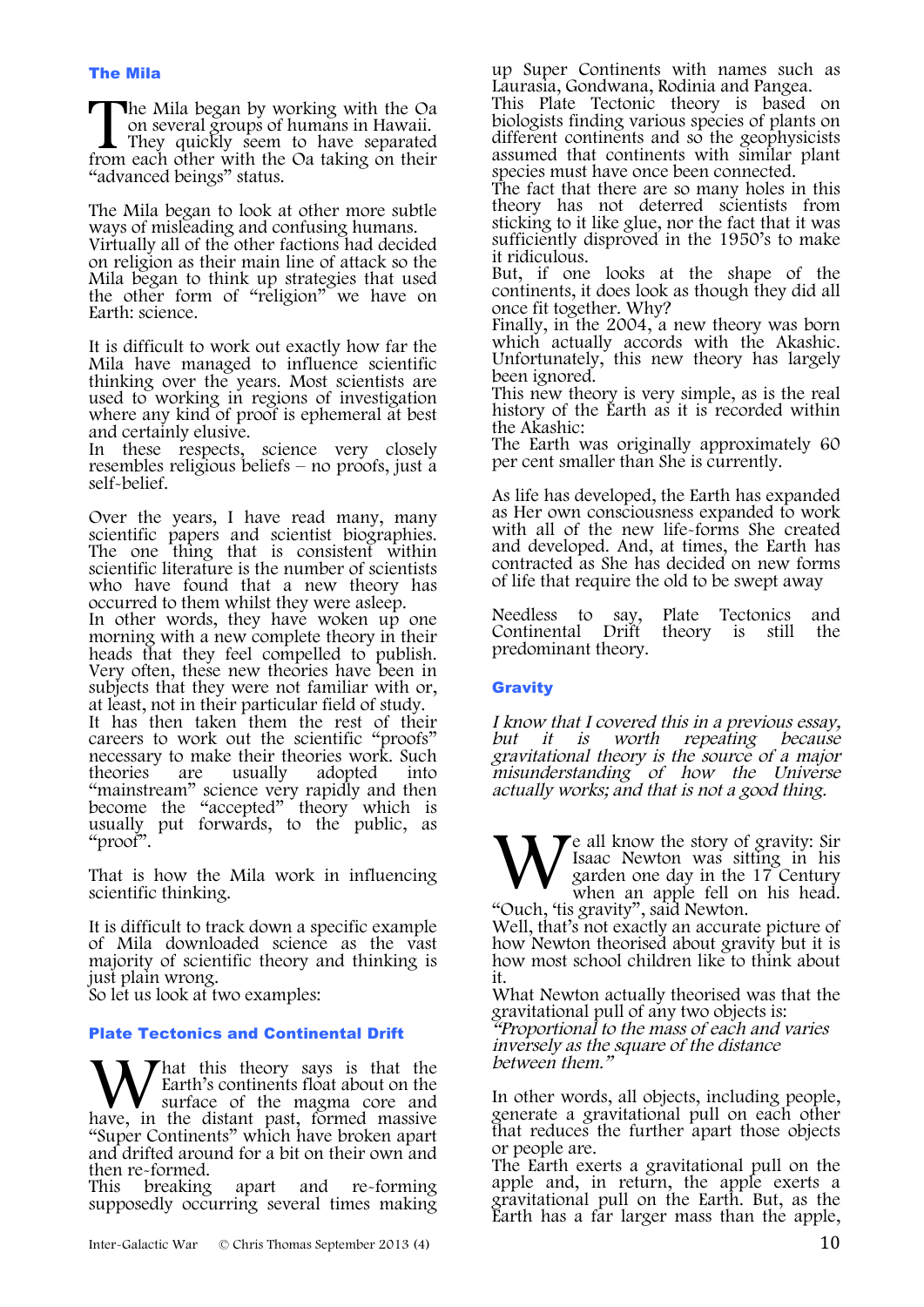## The Mila

The Mila began by working with the Oa on several groups of humans in Hawaii. They quickly seem to have separated from each other with the Oa taking on their "advanced beings" status.

The Mila began to look at other more subtle ways of misleading and confusing humans. Virtually all of the other factions had decided on religion as their main line of attack so the Mila began to think up strategies that used the other form of "religion" we have on Earth: science.

It is difficult to work out exactly how far the Mila have managed to influence scientific thinking over the years. Most scientists are used to working in regions of investigation where any kind of proof is ephemeral at best and certainly elusive.
In these respects, science very closely resembles religious beliefs – no proofs, just a self-belief.

Over the years, I have read many, many scientific papers and scientist biographies. The one thing that is consistent within scientific literature is the number of scientists who have found that a new theory has occurred to them whilst they were asleep.
In other words, they have woken up one morning with a new complete theory in their heads that they feel compelled to publish. Very often, these new theories have been in subjects that they were not familiar with or, at least, not in their particular field of study.
It has then taken them the rest of their careers to work out the scientific "proofs" necessary to make their theories work. Such theories are usually adopted into "mainstream" science very rapidly and then become the "accepted" theory which is usually put forwards, to the public, as "proof".

That is how the Mila work in influencing scientific thinking.

It is difficult to track down a specific example of Mila downloaded science as the vast majority of scientific theory and thinking is just plain wrong.
So let us look at two examples:

### Plate Tectonics and Continental Drift

What this theory says is that the Earth's continents float about on the surface of the magma core and have, in the distant past, formed massive "Super Continents" which have broken apart and drifted around for a bit on their own and then re-formed.
This breaking apart and re-forming supposedly occurring several times making up Super Continents with names such as Laurasia, Gondwana, Rodinia and Pangea.
This Plate Tectonic theory is based on biologists finding various species of plants on different continents and so the geophysicists assumed that continents with similar plant species must have once been connected.
The fact that there are so many holes in this theory has not deterred scientists from sticking to it like glue, nor the fact that it was sufficiently disproved in the 1950's to make it ridiculous.
But, if one looks at the shape of the continents, it does look as though they did all once fit together. Why?
Finally, in the 2004, a new theory was born which actually accords with the Akashic. Unfortunately, this new theory has largely been ignored.
This new theory is very simple, as is the real history of the Earth as it is recorded within the Akashic:
The Earth was originally approximately 60 per cent smaller than She is currently.

As life has developed, the Earth has expanded as Her own consciousness expanded to work with all of the new life-forms She created and developed. And, at times, the Earth has contracted as She has decided on new forms of life that require the old to be swept away

Needless to say, Plate Tectonics and Continental Drift theory is still the predominant theory.

### Gravity

*I know that I covered this in a previous essay, but it is worth repeating because gravitational theory is the source of a major misunderstanding of how the Universe actually works; and that is not a good thing.*

We all know the story of gravity: Sir Isaac Newton was sitting in his garden one day in the 17 Century when an apple fell on his head. "Ouch, 'tis gravity", said Newton.
Well, that's not exactly an accurate picture of how Newton theorised about gravity but it is how most school children like to think about it.
What Newton actually theorised was that the gravitational pull of any two objects is:
*"Proportional to the mass of each and varies inversely as the square of the distance between them."*

In other words, all objects, including people, generate a gravitational pull on each other that reduces the further apart those objects or people are.
The Earth exerts a gravitational pull on the apple and, in return, the apple exerts a gravitational pull on the Earth. But, as the Earth has a far larger mass than the apple,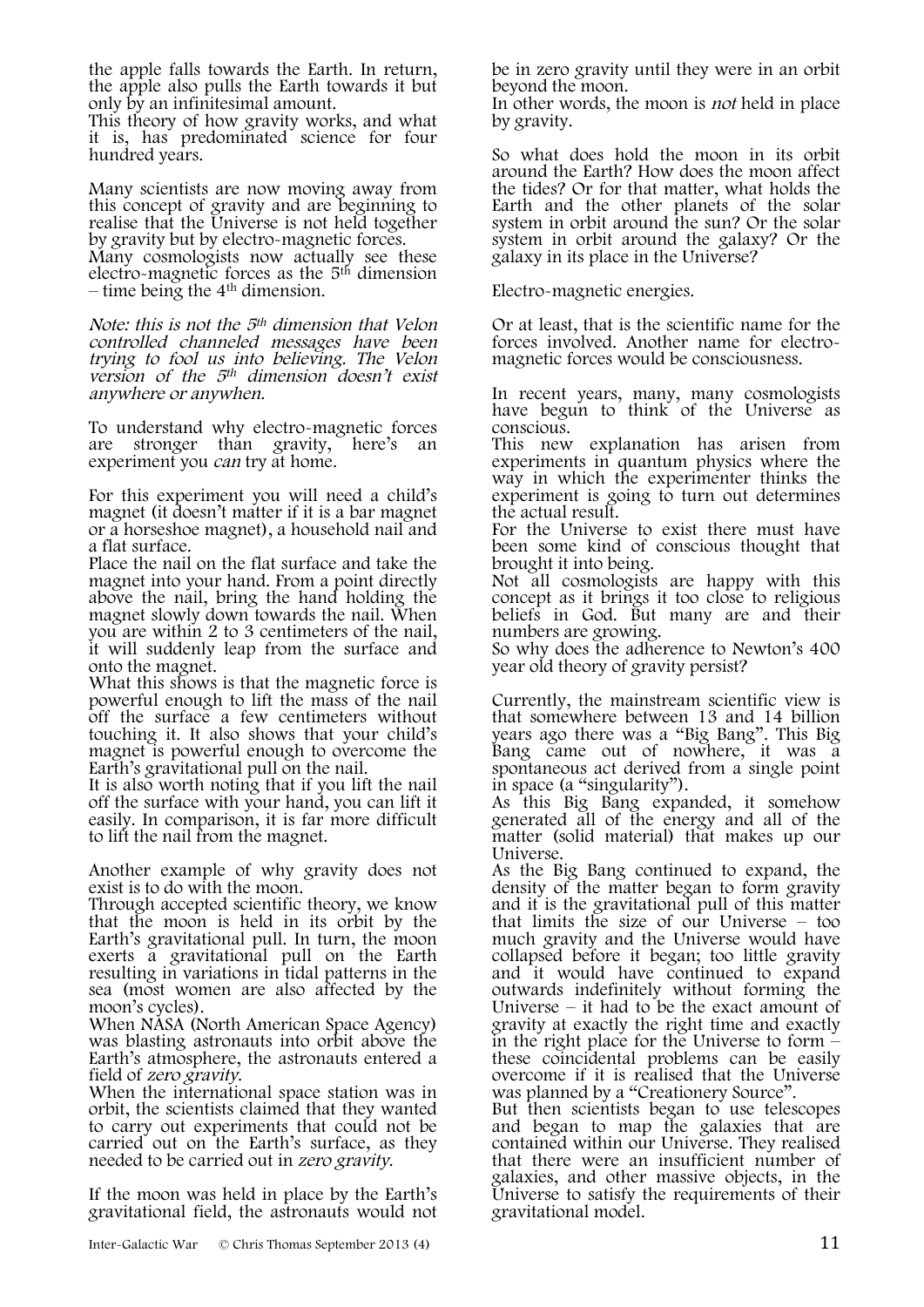the apple falls towards the Earth. In return, the apple also pulls the Earth towards it but only by an infinitesimal amount.
This theory of how gravity works, and what it is, has predominated science for four hundred years.

Many scientists are now moving away from this concept of gravity and are beginning to realise that the Universe is not held together by gravity but by electro-magnetic forces.
Many cosmologists now actually see these electro-magnetic forces as the 5th dimension – time being the 4th dimension.

*Note: this is not the 5th dimension that Velon controlled channeled messages have been trying to fool us into believing. The Velon version of the 5th dimension doesn't exist anywhere or anywhen.*

To understand why electro-magnetic forces are stronger than gravity, here's an experiment you *can* try at home.

For this experiment you will need a child's magnet (it doesn't matter if it is a bar magnet or a horseshoe magnet), a household nail and a flat surface.
Place the nail on the flat surface and take the magnet into your hand. From a point directly above the nail, bring the hand holding the magnet slowly down towards the nail. When you are within 2 to 3 centimeters of the nail, it will suddenly leap from the surface and onto the magnet.
What this shows is that the magnetic force is powerful enough to lift the mass of the nail off the surface a few centimeters without touching it. It also shows that your child's magnet is powerful enough to overcome the Earth's gravitational pull on the nail.
It is also worth noting that if you lift the nail off the surface with your hand, you can lift it easily. In comparison, it is far more difficult to lift the nail from the magnet.

Another example of why gravity does not exist is to do with the moon.
Through accepted scientific theory, we know that the moon is held in its orbit by the Earth's gravitational pull. In turn, the moon exerts a gravitational pull on the Earth resulting in variations in tidal patterns in the sea (most women are also affected by the moon's cycles).
When NASA (North American Space Agency) was blasting astronauts into orbit above the Earth's atmosphere, the astronauts entered a field of *zero gravity*.
When the international space station was in orbit, the scientists claimed that they wanted to carry out experiments that could not be carried out on the Earth's surface, as they needed to be carried out in *zero gravity*.

If the moon was held in place by the Earth's gravitational field, the astronauts would not be in zero gravity until they were in an orbit beyond the moon.
In other words, the moon is *not* held in place by gravity.

So what does hold the moon in its orbit around the Earth? How does the moon affect the tides? Or for that matter, what holds the Earth and the other planets of the solar system in orbit around the sun? Or the solar system in orbit around the galaxy? Or the galaxy in its place in the Universe?

Electro-magnetic energies.

Or at least, that is the scientific name for the forces involved. Another name for electro-magnetic forces would be consciousness.

In recent years, many, many cosmologists have begun to think of the Universe as conscious.
This new explanation has arisen from experiments in quantum physics where the way in which the experimenter thinks the experiment is going to turn out determines the actual result.
For the Universe to exist there must have been some kind of conscious thought that brought it into being.
Not all cosmologists are happy with this concept as it brings it too close to religious beliefs in God. But many are and their numbers are growing.
So why does the adherence to Newton's 400 year old theory of gravity persist?

Currently, the mainstream scientific view is that somewhere between 13 and 14 billion years ago there was a "Big Bang". This Big Bang came out of nowhere, it was a spontaneous act derived from a single point in space (a "singularity").
As this Big Bang expanded, it somehow generated all of the energy and all of the matter (solid material) that makes up our Universe.
As the Big Bang continued to expand, the density of the matter began to form gravity and it is the gravitational pull of this matter that limits the size of our Universe – too much gravity and the Universe would have collapsed before it began; too little gravity and it would have continued to expand outwards indefinitely without forming the Universe – it had to be the exact amount of gravity at exactly the right time and exactly in the right place for the Universe to form – these coincidental problems can be easily overcome if it is realised that the Universe was planned by a "Creationery Source".
But then scientists began to use telescopes and began to map the galaxies that are contained within our Universe. They realised that there were an insufficient number of galaxies, and other massive objects, in the Universe to satisfy the requirements of their gravitational model.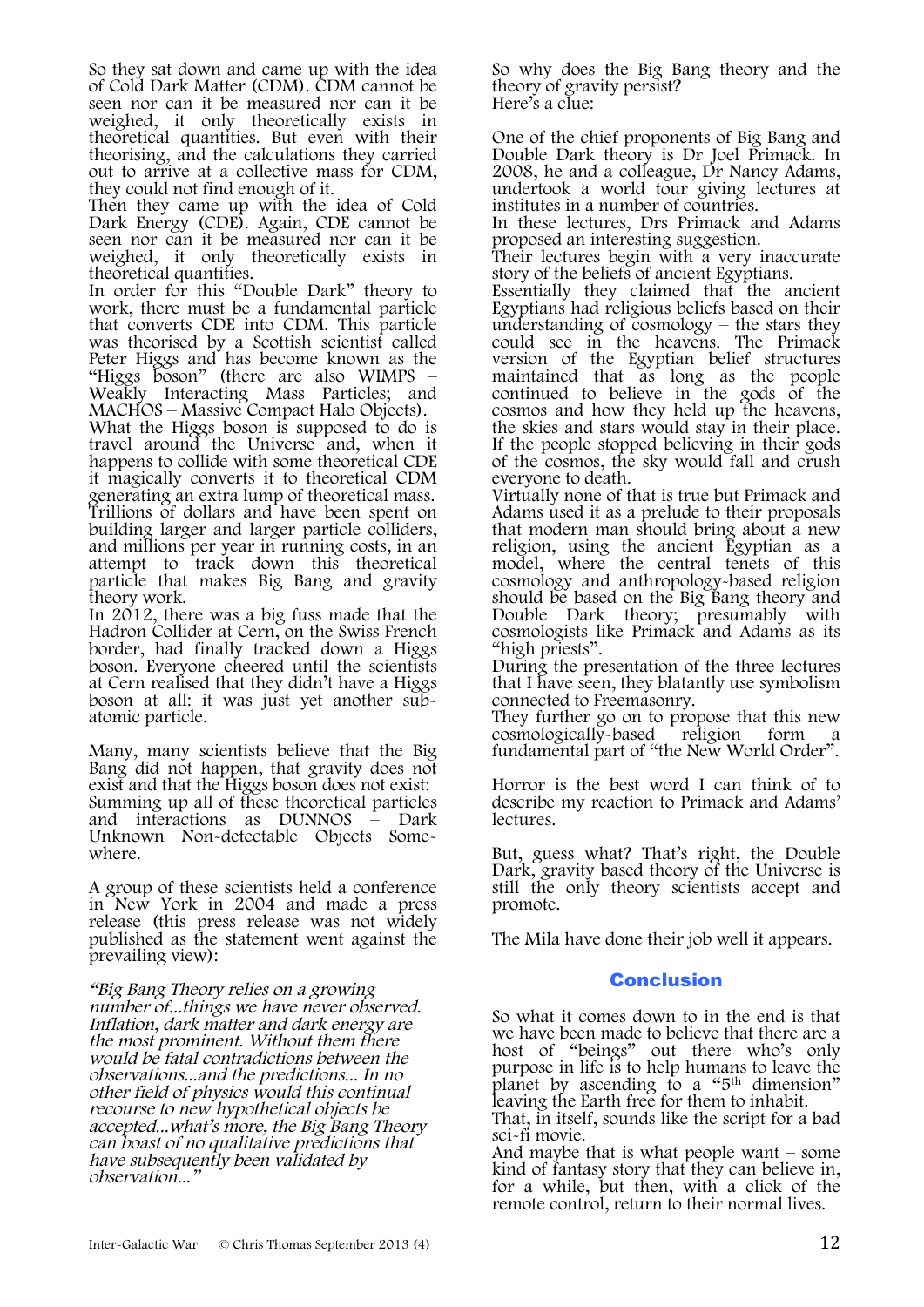So they sat down and came up with the idea of Cold Dark Matter (CDM). CDM cannot be seen nor can it be measured nor can it be weighed, it only theoretically exists in theoretical quantities. But even with their theorising, and the calculations they carried out to arrive at a collective mass for CDM, they could not find enough of it.

Then they came up with the idea of Cold Dark Energy (CDE). Again, CDE cannot be seen nor can it be measured nor can it be weighed, it only theoretically exists in theoretical quantities.

In order for this "Double Dark" theory to work, there must be a fundamental particle that converts CDE into CDM. This particle was theorised by a Scottish scientist called Peter Higgs and has become known as the "Higgs boson" (there are also WIMPS – Weakly Interacting Mass Particles; and MACHOS – Massive Compact Halo Objects).

What the Higgs boson is supposed to do is travel around the Universe and, when it happens to collide with some theoretical CDE it magically converts it to theoretical CDM generating an extra lump of theoretical mass. Trillions of dollars and have been spent on building larger and larger particle colliders, and millions per year in running costs, in an attempt to track down this theoretical particle that makes Big Bang and gravity theory work.

In 2012, there was a big fuss made that the Hadron Collider at Cern, on the Swiss French border, had finally tracked down a Higgs boson. Everyone cheered until the scientists at Cern realised that they didn't have a Higgs boson at all: it was just yet another sub-atomic particle.

Many, many scientists believe that the Big Bang did not happen, that gravity does not exist and that the Higgs boson does not exist: Summing up all of these theoretical particles and interactions as DUNNOS – Dark Unknown Non-detectable Objects Somewhere.

A group of these scientists held a conference in New York in 2004 and made a press release (this press release was not widely published as the statement went against the prevailing view):

*"Big Bang Theory relies on a growing number of...things we have never observed. Inflation, dark matter and dark energy are the most prominent. Without them there would be fatal contradictions between the observations...and the predictions... In no other field of physics would this continual recourse to new hypothetical objects be accepted...what's more, the Big Bang Theory can boast of no qualitative predictions that have subsequently been validated by observation..."*

So why does the Big Bang theory and the theory of gravity persist?
Here's a clue:

One of the chief proponents of Big Bang and Double Dark theory is Dr Joel Primack. In 2008, he and a colleague, Dr Nancy Adams, undertook a world tour giving lectures at institutes in a number of countries.

In these lectures, Drs Primack and Adams proposed an interesting suggestion.

Their lectures begin with a very inaccurate story of the beliefs of ancient Egyptians.

Essentially they claimed that the ancient Egyptians had religious beliefs based on their understanding of cosmology – the stars they could see in the heavens. The Primack version of the Egyptian belief structures maintained that as long as the people continued to believe in the gods of the cosmos and how they held up the heavens, the skies and stars would stay in their place. If the people stopped believing in their gods of the cosmos, the sky would fall and crush everyone to death.

Virtually none of that is true but Primack and Adams used it as a prelude to their proposals that modern man should bring about a new religion, using the ancient Egyptian as a model, where the central tenets of this cosmology and anthropology-based religion should be based on the Big Bang theory and Double Dark theory; presumably with cosmologists like Primack and Adams as its "high priests".

During the presentation of the three lectures that I have seen, they blatantly use symbolism connected to Freemasonry.

They further go on to propose that this new cosmologically-based religion form a fundamental part of "the New World Order".

Horror is the best word I can think of to describe my reaction to Primack and Adams' lectures.

But, guess what? That's right, the Double Dark, gravity based theory of the Universe is still the only theory scientists accept and promote.

The Mila have done their job well it appears.

## Conclusion

So what it comes down to in the end is that we have been made to believe that there are a host of "beings" out there who's only purpose in life is to help humans to leave the planet by ascending to a "5th dimension" leaving the Earth free for them to inhabit.

That, in itself, sounds like the script for a bad sci-fi movie.

And maybe that is what people want – some kind of fantasy story that they can believe in, for a while, but then, with a click of the remote control, return to their normal lives.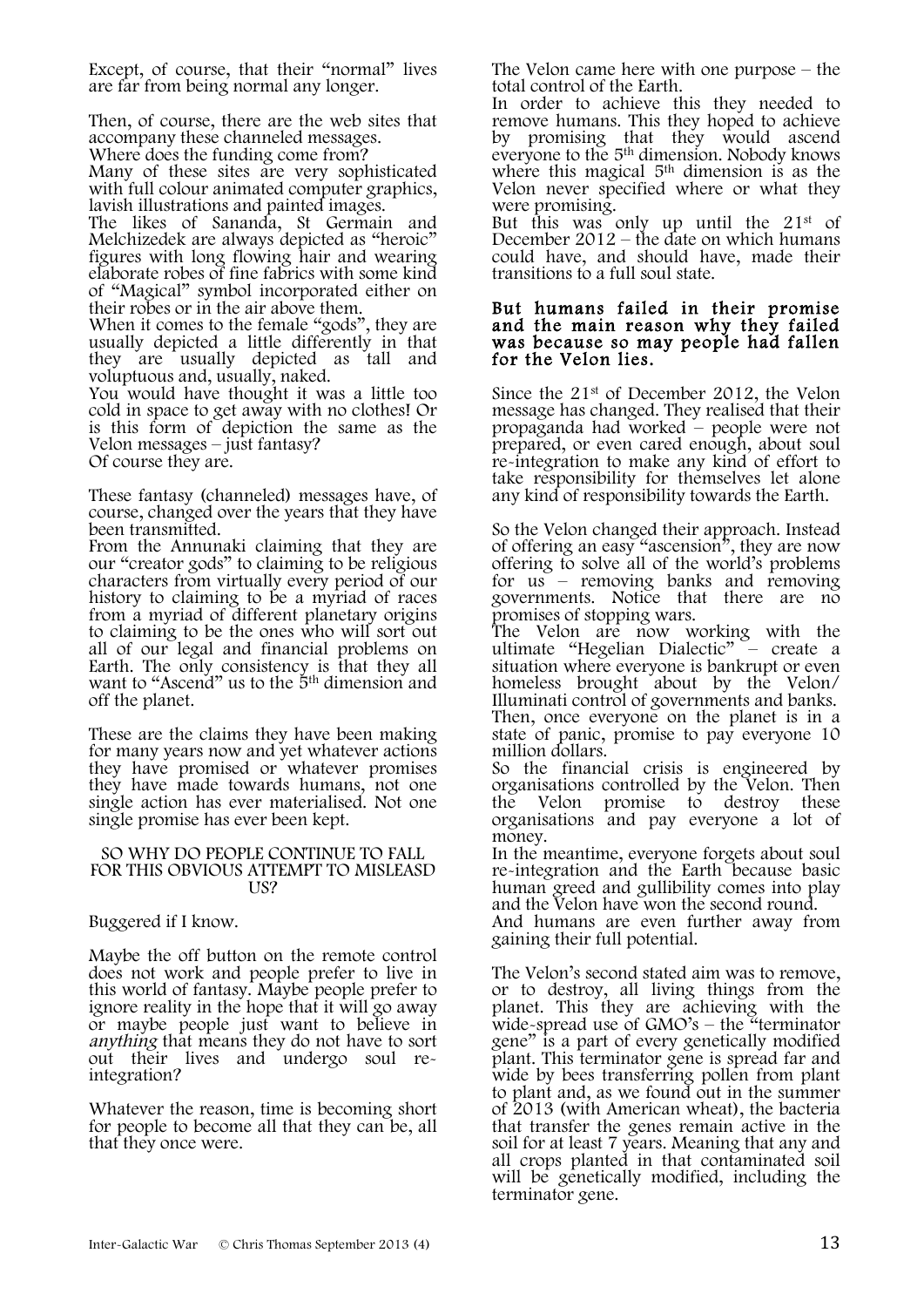Except, of course, that their "normal" lives are far from being normal any longer.

Then, of course, there are the web sites that accompany these channeled messages.
Where does the funding come from?
Many of these sites are very sophisticated with full colour animated computer graphics, lavish illustrations and painted images.
The likes of Sananda, St Germain and Melchizedek are always depicted as "heroic" figures with long flowing hair and wearing elaborate robes of fine fabrics with some kind of "Magical" symbol incorporated either on their robes or in the air above them.
When it comes to the female "gods", they are usually depicted a little differently in that they are usually depicted as tall and voluptuous and, usually, naked.
You would have thought it was a little too cold in space to get away with no clothes! Or is this form of depiction the same as the Velon messages – just fantasy?
Of course they are.

These fantasy (channeled) messages have, of course, changed over the years that they have been transmitted.
From the Annunaki claiming that they are our "creator gods" to claiming to be religious characters from virtually every period of our history to claiming to be a myriad of races from a myriad of different planetary origins to claiming to be the ones who will sort out all of our legal and financial problems on Earth. The only consistency is that they all want to "Ascend" us to the 5th dimension and off the planet.

These are the claims they have been making for many years now and yet whatever actions they have promised or whatever promises they have made towards humans, not one single action has ever materialised. Not one single promise has ever been kept.

SO WHY DO PEOPLE CONTINUE TO FALL FOR THIS OBVIOUS ATTEMPT TO MISLEASD US?

Buggered if I know.

Maybe the off button on the remote control does not work and people prefer to live in this world of fantasy. Maybe people prefer to ignore reality in the hope that it will go away or maybe people just want to believe in *anything* that means they do not have to sort out their lives and undergo soul re-integration?

Whatever the reason, time is becoming short for people to become all that they can be, all that they once were.

The Velon came here with one purpose – the total control of the Earth.
In order to achieve this they needed to remove humans. This they hoped to achieve by promising that they would ascend everyone to the 5th dimension. Nobody knows where this magical 5th dimension is as the Velon never specified where or what they were promising.
But this was only up until the 21st of December 2012 – the date on which humans could have, and should have, made their transitions to a full soul state.

**But humans failed in their promise and the main reason why they failed was because so may people had fallen for the Velon lies.**

Since the 21st of December 2012, the Velon message has changed. They realised that their propaganda had worked – people were not prepared, or even cared enough, about soul re-integration to make any kind of effort to take responsibility for themselves let alone any kind of responsibility towards the Earth.

So the Velon changed their approach. Instead of offering an easy "ascension", they are now offering to solve all of the world's problems for us – removing banks and removing governments. Notice that there are no promises of stopping wars.
The Velon are now working with the ultimate "Hegelian Dialectic" – create a situation where everyone is bankrupt or even homeless brought about by the Velon/ Illuminati control of governments and banks. Then, once everyone on the planet is in a state of panic, promise to pay everyone 10 million dollars.
So the financial crisis is engineered by organisations controlled by the Velon. Then the Velon promise to destroy these organisations and pay everyone a lot of money.
In the meantime, everyone forgets about soul re-integration and the Earth because basic human greed and gullibility comes into play and the Velon have won the second round.
And humans are even further away from gaining their full potential.

The Velon's second stated aim was to remove, or to destroy, all living things from the planet. This they are achieving with the wide-spread use of GMO's – the "terminator gene" is a part of every genetically modified plant. This terminator gene is spread far and wide by bees transferring pollen from plant to plant and, as we found out in the summer of 2013 (with American wheat), the bacteria that transfer the genes remain active in the soil for at least 7 years. Meaning that any and all crops planted in that contaminated soil will be genetically modified, including the terminator gene.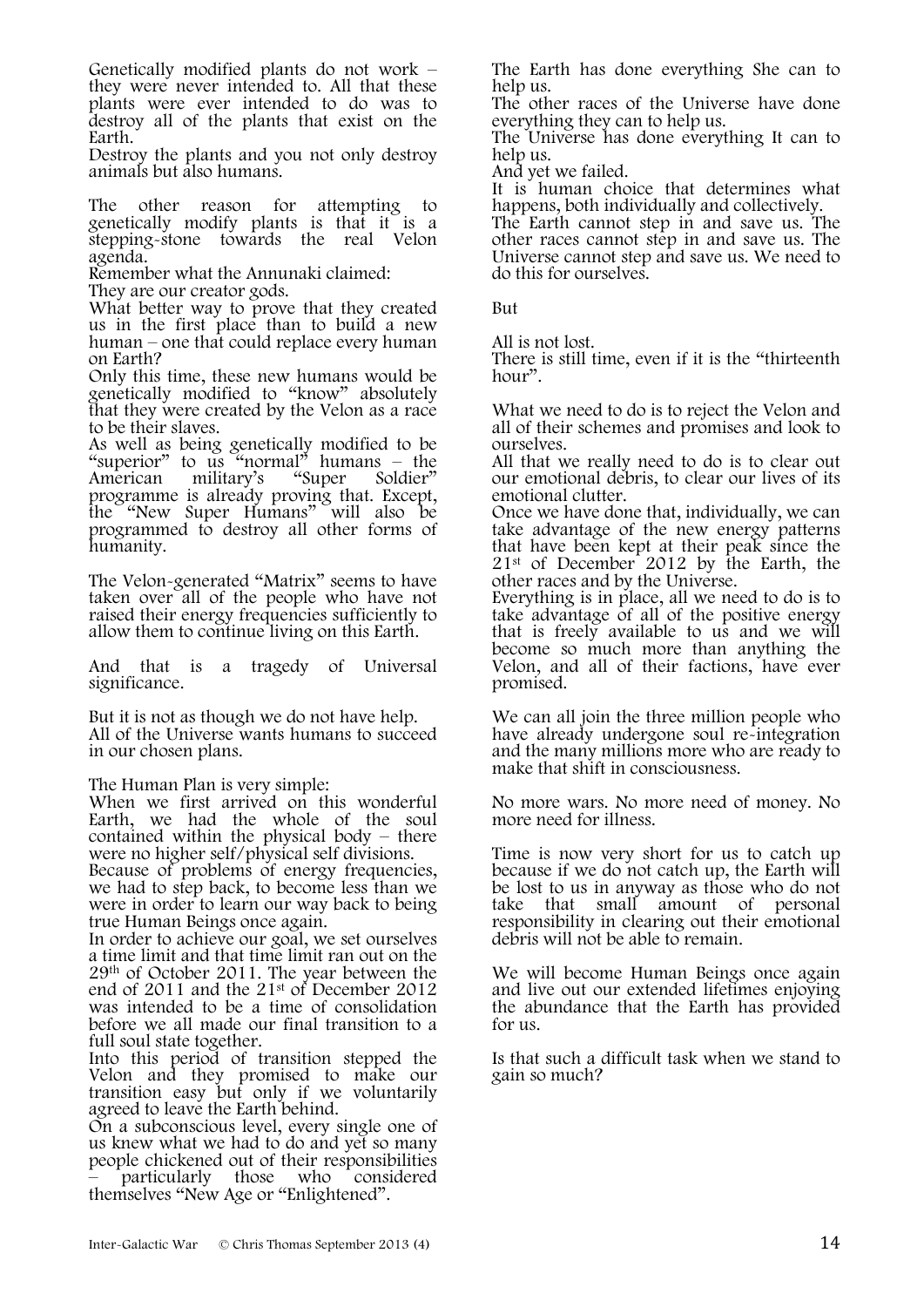Genetically modified plants do not work – they were never intended to. All that these plants were ever intended to do was to destroy all of the plants that exist on the Earth.

Destroy the plants and you not only destroy animals but also humans.

The other reason for attempting to genetically modify plants is that it is a stepping-stone towards the real Velon agenda.

Remember what the Annunaki claimed:

They are our creator gods.

What better way to prove that they created us in the first place than to build a new human – one that could replace every human on Earth?

Only this time, these new humans would be genetically modified to "know" absolutely that they were created by the Velon as a race to be their slaves.

As well as being genetically modified to be "superior" to us "normal" humans – the American military's "Super Soldier" programme is already proving that. Except, the "New Super Humans" will also be programmed to destroy all other forms of humanity.

The Velon-generated "Matrix" seems to have taken over all of the people who have not raised their energy frequencies sufficiently to allow them to continue living on this Earth.

And that is a tragedy of Universal significance.

But it is not as though we do not have help.

All of the Universe wants humans to succeed in our chosen plans.

The Human Plan is very simple:

When we first arrived on this wonderful Earth, we had the whole of the soul contained within the physical body – there were no higher self/physical self divisions.

Because of problems of energy frequencies, we had to step back, to become less than we were in order to learn our way back to being true Human Beings once again.

In order to achieve our goal, we set ourselves a time limit and that time limit ran out on the 29th of October 2011. The year between the end of 2011 and the 21st of December 2012 was intended to be a time of consolidation before we all made our final transition to a full soul state together.

Into this period of transition stepped the Velon and they promised to make our transition easy but only if we voluntarily agreed to leave the Earth behind.

On a subconscious level, every single one of us knew what we had to do and yet so many people chickened out of their responsibilities – particularly those who considered themselves "New Age or "Enlightened".

The Earth has done everything She can to help us.

The other races of the Universe have done everything they can to help us.

The Universe has done everything It can to help us.

And yet we failed.

It is human choice that determines what happens, both individually and collectively.

The Earth cannot step in and save us. The other races cannot step in and save us. The Universe cannot step and save us. We need to do this for ourselves.

But

All is not lost.

There is still time, even if it is the "thirteenth hour".

What we need to do is to reject the Velon and all of their schemes and promises and look to ourselves.

All that we really need to do is to clear out our emotional debris, to clear our lives of its emotional clutter.

Once we have done that, individually, we can take advantage of the new energy patterns that have been kept at their peak since the 21st of December 2012 by the Earth, the other races and by the Universe.

Everything is in place, all we need to do is to take advantage of all of the positive energy that is freely available to us and we will become so much more than anything the Velon, and all of their factions, have ever promised.

We can all join the three million people who have already undergone soul re-integration and the many millions more who are ready to make that shift in consciousness.

No more wars. No more need of money. No more need for illness.

Time is now very short for us to catch up because if we do not catch up, the Earth will be lost to us in anyway as those who do not take that small amount of personal responsibility in clearing out their emotional debris will not be able to remain.

We will become Human Beings once again and live out our extended lifetimes enjoying the abundance that the Earth has provided for us.

Is that such a difficult task when we stand to gain so much?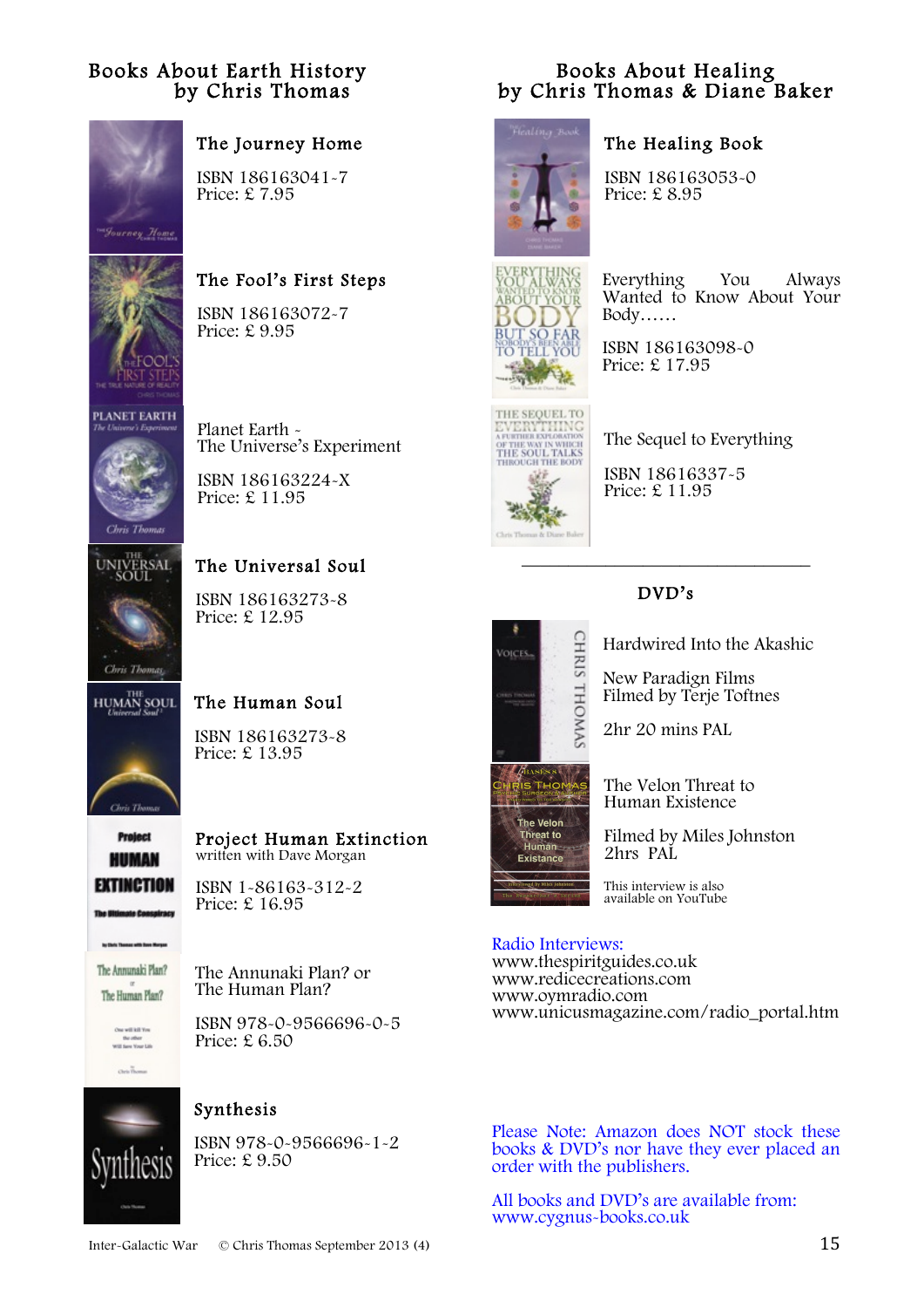## Books About Earth History by Chris Thomas

### The Journey Home

ISBN 186163041-7
Price: £ 7.95

### The Fool's First Steps

ISBN 186163072-7
Price: £ 9.95

Planet Earth - The Universe's Experiment

ISBN 186163224-X
Price: £ 11.95

### The Universal Soul

ISBN 186163273-8
Price: £ 12.95

### The Human Soul

ISBN 186163273-8
Price: £ 13.95

### Project Human Extinction

written with Dave Morgan

ISBN 1-86163-312-2
Price: £ 16.95

The Annunaki Plan? or The Human Plan?

ISBN 978-0-9566696-0-5
Price: £ 6.50

### Synthesis

ISBN 978-0-9566696-1-2
Price: £ 9.50

## Books About Healing by Chris Thomas & Diane Baker

### The Healing Book

ISBN 186163053-0
Price: £ 8.95

Everything You Always Wanted to Know About Your Body……

ISBN 186163098-0
Price: £ 17.95

The Sequel to Everything

ISBN 18616337-5
Price: £ 11.95

---

## DVD's

Hardwired Into the Akashic

New Paradign Films
Filmed by Terje Toftnes

2hr 20 mins PAL

The Velon Threat to Human Existence

Filmed by Miles Johnston
2hrs PAL

This interview is also available on YouTube

Radio Interviews:
www.thespiritguides.co.uk
www.redicecreations.com
www.oymradio.com
www.unicusmagazine.com/radio_portal.htm

Please Note: Amazon does NOT stock these books & DVD's nor have they ever placed an order with the publishers.

All books and DVD's are available from:
www.cygnus-books.co.uk